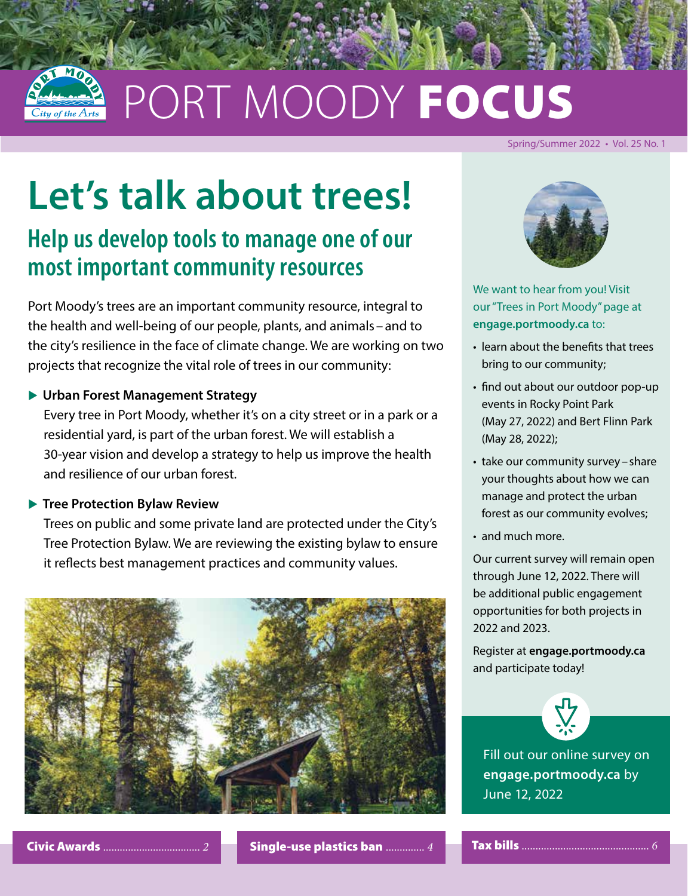# PORT MOODY **FOCUS**

Spring/Summer 2022 • Vol. 25 No. 1

# Let's talk about trees!

## Help us develop tools to manage one of our most important community resources

Port Moody's trees are an important community resource, integral to the health and well-being of our people, plants, and animals – and to the city's resilience in the face of climate change. We are working on two projects that recognize the vital role of trees in our community:

▶ **Urban Forest Management Strategy**
Every tree in Port Moody, whether it's on a city street or in a park or a residential yard, is part of the urban forest. We will establish a 30-year vision and develop a strategy to help us improve the health and resilience of our urban forest.

▶ **Tree Protection Bylaw Review**
Trees on public and some private land are protected under the City's Tree Protection Bylaw. We are reviewing the existing bylaw to ensure it reflects best management practices and community values.

We want to hear from you! Visit our "Trees in Port Moody" page at **engage.portmoody.ca** to:

- learn about the benefits that trees bring to our community;
- find out about our outdoor pop-up events in Rocky Point Park (May 27, 2022) and Bert Flinn Park (May 28, 2022);
- take our community survey – share your thoughts about how we can manage and protect the urban forest as our community evolves;
- and much more.

Our current survey will remain open through June 12, 2022. There will be additional public engagement opportunities for both projects in 2022 and 2023.

Register at **engage.portmoody.ca** and participate today!

Fill out our online survey on **engage.portmoody.ca** by June 12, 2022

**Civic Awards** ........ 2
**Single-use plastics ban** ........ 4
**Tax bills** ........ 6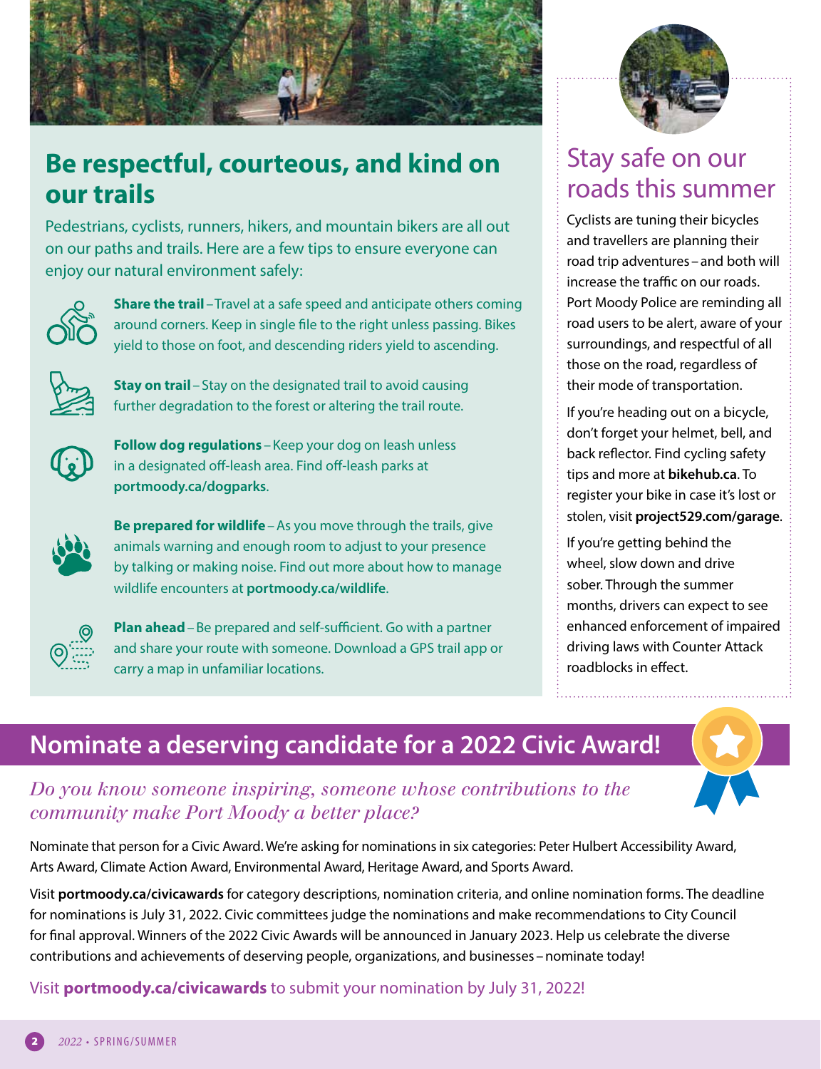## Be respectful, courteous, and kind on our trails

Pedestrians, cyclists, runners, hikers, and mountain bikers are all out on our paths and trails. Here are a few tips to ensure everyone can enjoy our natural environment safely:

**Share the trail** – Travel at a safe speed and anticipate others coming around corners. Keep in single file to the right unless passing. Bikes yield to those on foot, and descending riders yield to ascending.

**Stay on trail** – Stay on the designated trail to avoid causing further degradation to the forest or altering the trail route.

**Follow dog regulations** – Keep your dog on leash unless in a designated off-leash area. Find off-leash parks at **portmoody.ca/dogparks**.

**Be prepared for wildlife** – As you move through the trails, give animals warning and enough room to adjust to your presence by talking or making noise. Find out more about how to manage wildlife encounters at **portmoody.ca/wildlife**.

**Plan ahead** – Be prepared and self-sufficient. Go with a partner and share your route with someone. Download a GPS trail app or carry a map in unfamiliar locations.

## Stay safe on our roads this summer

Cyclists are tuning their bicycles and travellers are planning their road trip adventures – and both will increase the traffic on our roads. Port Moody Police are reminding all road users to be alert, aware of your surroundings, and respectful of all those on the road, regardless of their mode of transportation.

If you're heading out on a bicycle, don't forget your helmet, bell, and back reflector. Find cycling safety tips and more at **bikehub.ca**. To register your bike in case it's lost or stolen, visit **project529.com/garage**.

If you're getting behind the wheel, slow down and drive sober. Through the summer months, drivers can expect to see enhanced enforcement of impaired driving laws with Counter Attack roadblocks in effect.

## Nominate a deserving candidate for a 2022 Civic Award!

*Do you know someone inspiring, someone whose contributions to the community make Port Moody a better place?*

Nominate that person for a Civic Award. We're asking for nominations in six categories: Peter Hulbert Accessibility Award, Arts Award, Climate Action Award, Environmental Award, Heritage Award, and Sports Award.

Visit **portmoody.ca/civicawards** for category descriptions, nomination criteria, and online nomination forms. The deadline for nominations is July 31, 2022. Civic committees judge the nominations and make recommendations to City Council for final approval. Winners of the 2022 Civic Awards will be announced in January 2023. Help us celebrate the diverse contributions and achievements of deserving people, organizations, and businesses – nominate today!

Visit **portmoody.ca/civicawards** to submit your nomination by July 31, 2022!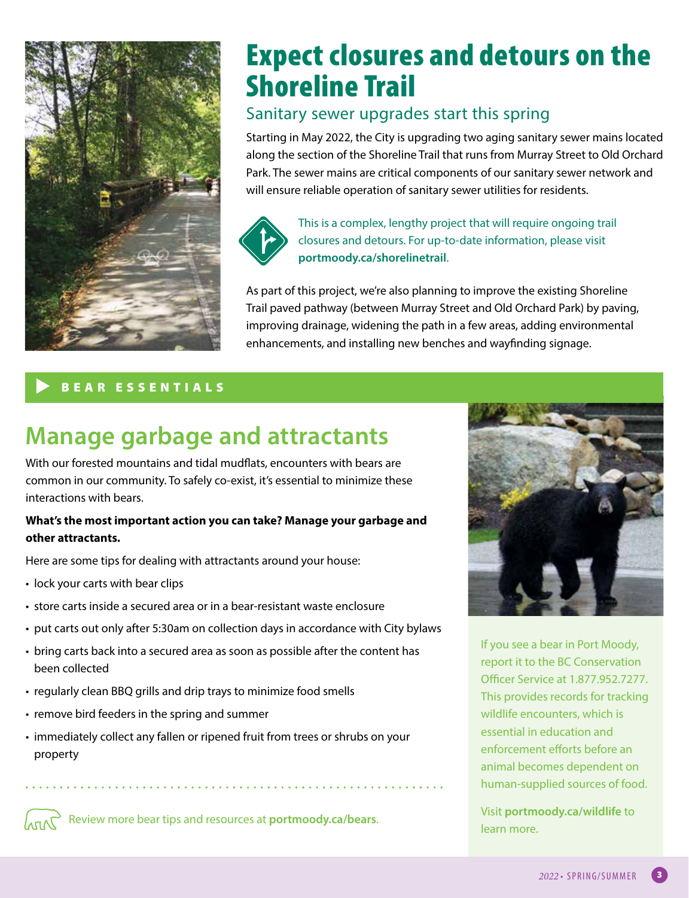# Expect closures and detours on the Shoreline Trail

## Sanitary sewer upgrades start this spring

Starting in May 2022, the City is upgrading two aging sanitary sewer mains located along the section of the Shoreline Trail that runs from Murray Street to Old Orchard Park. The sewer mains are critical components of our sanitary sewer network and will ensure reliable operation of sanitary sewer utilities for residents.

This is a complex, lengthy project that will require ongoing trail closures and detours. For up-to-date information, please visit **portmoody.ca/shorelinetrail**.

As part of this project, we're also planning to improve the existing Shoreline Trail paved pathway (between Murray Street and Old Orchard Park) by paving, improving drainage, widening the path in a few areas, adding environmental enhancements, and installing new benches and wayfinding signage.

**BEAR ESSENTIALS**

## Manage garbage and attractants

With our forested mountains and tidal mudflats, encounters with bears are common in our community. To safely co-exist, it's essential to minimize these interactions with bears.

**What's the most important action you can take? Manage your garbage and other attractants.**

Here are some tips for dealing with attractants around your house:

- lock your carts with bear clips
- store carts inside a secured area or in a bear-resistant waste enclosure
- put carts out only after 5:30am on collection days in accordance with City bylaws
- bring carts back into a secured area as soon as possible after the content has been collected
- regularly clean BBQ grills and drip trays to minimize food smells
- remove bird feeders in the spring and summer
- immediately collect any fallen or ripened fruit from trees or shrubs on your property

Review more bear tips and resources at **portmoody.ca/bears**.

If you see a bear in Port Moody, report it to the BC Conservation Officer Service at 1.877.952.7277. This provides records for tracking wildlife encounters, which is essential in education and enforcement efforts before an animal becomes dependent on human-supplied sources of food.

Visit **portmoody.ca/wildlife** to learn more.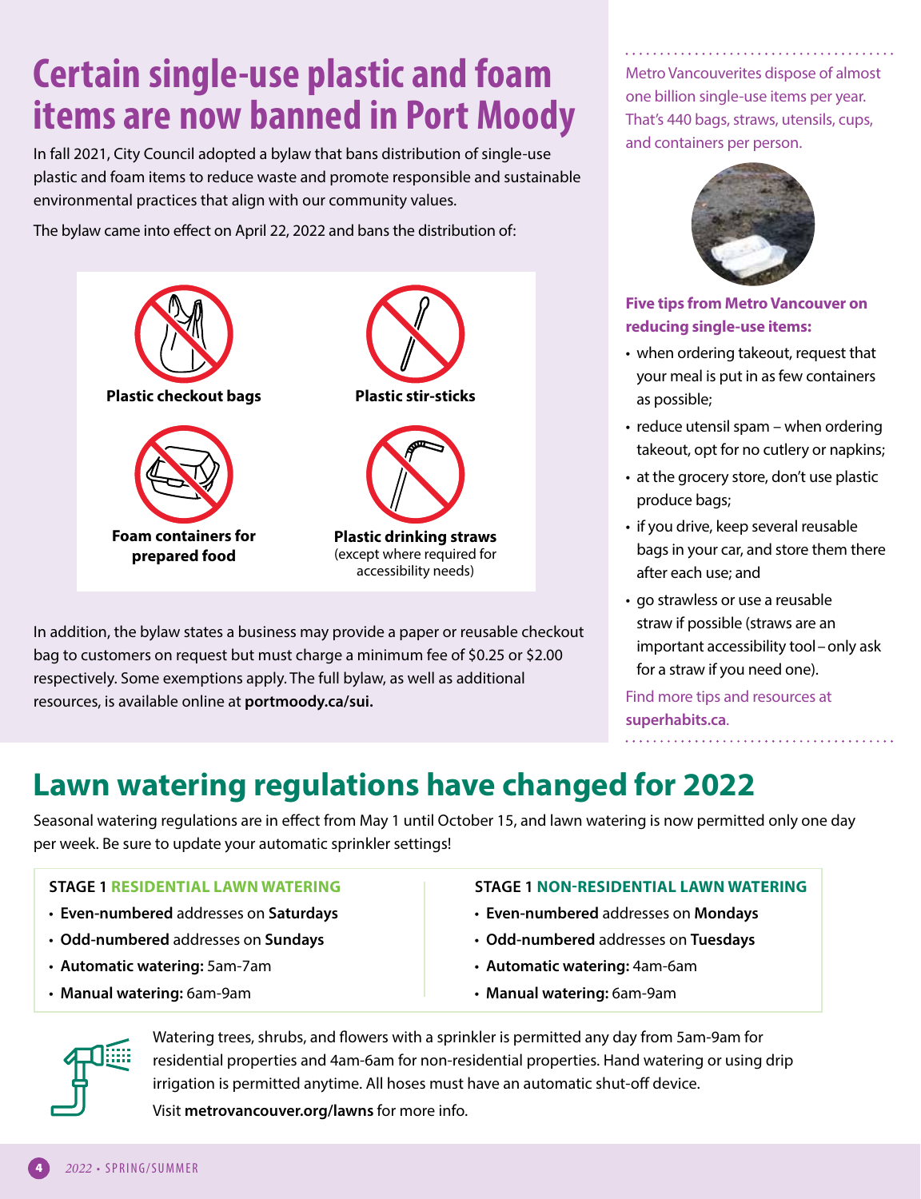# Certain single-use plastic and foam items are now banned in Port Moody

In fall 2021, City Council adopted a bylaw that bans distribution of single-use plastic and foam items to reduce waste and promote responsible and sustainable environmental practices that align with our community values.

The bylaw came into effect on April 22, 2022 and bans the distribution of:

**Plastic checkout bags**

**Plastic stir-sticks**

**Foam containers for prepared food**

**Plastic drinking straws** (except where required for accessibility needs)

In addition, the bylaw states a business may provide a paper or reusable checkout bag to customers on request but must charge a minimum fee of $0.25 or $2.00 respectively. Some exemptions apply. The full bylaw, as well as additional resources, is available online at **portmoody.ca/sui.**

Metro Vancouverites dispose of almost one billion single-use items per year. That's 440 bags, straws, utensils, cups, and containers per person.

**Five tips from Metro Vancouver on reducing single-use items:**

- when ordering takeout, request that your meal is put in as few containers as possible;
- reduce utensil spam – when ordering takeout, opt for no cutlery or napkins;
- at the grocery store, don't use plastic produce bags;
- if you drive, keep several reusable bags in your car, and store them there after each use; and
- go strawless or use a reusable straw if possible (straws are an important accessibility tool – only ask for a straw if you need one).

Find more tips and resources at **superhabits.ca**.

# Lawn watering regulations have changed for 2022

Seasonal watering regulations are in effect from May 1 until October 15, and lawn watering is now permitted only one day per week. Be sure to update your automatic sprinkler settings!

**STAGE 1 RESIDENTIAL LAWN WATERING**

- **Even-numbered** addresses on **Saturdays**
- **Odd-numbered** addresses on **Sundays**
- **Automatic watering:** 5am-7am
- **Manual watering:** 6am-9am

**STAGE 1 NON-RESIDENTIAL LAWN WATERING**

- **Even-numbered** addresses on **Mondays**
- **Odd-numbered** addresses on **Tuesdays**
- **Automatic watering:** 4am-6am
- **Manual watering:** 6am-9am

Watering trees, shrubs, and flowers with a sprinkler is permitted any day from 5am-9am for residential properties and 4am-6am for non-residential properties. Hand watering or using drip irrigation is permitted anytime. All hoses must have an automatic shut-off device.

Visit **metrovancouver.org/lawns** for more info.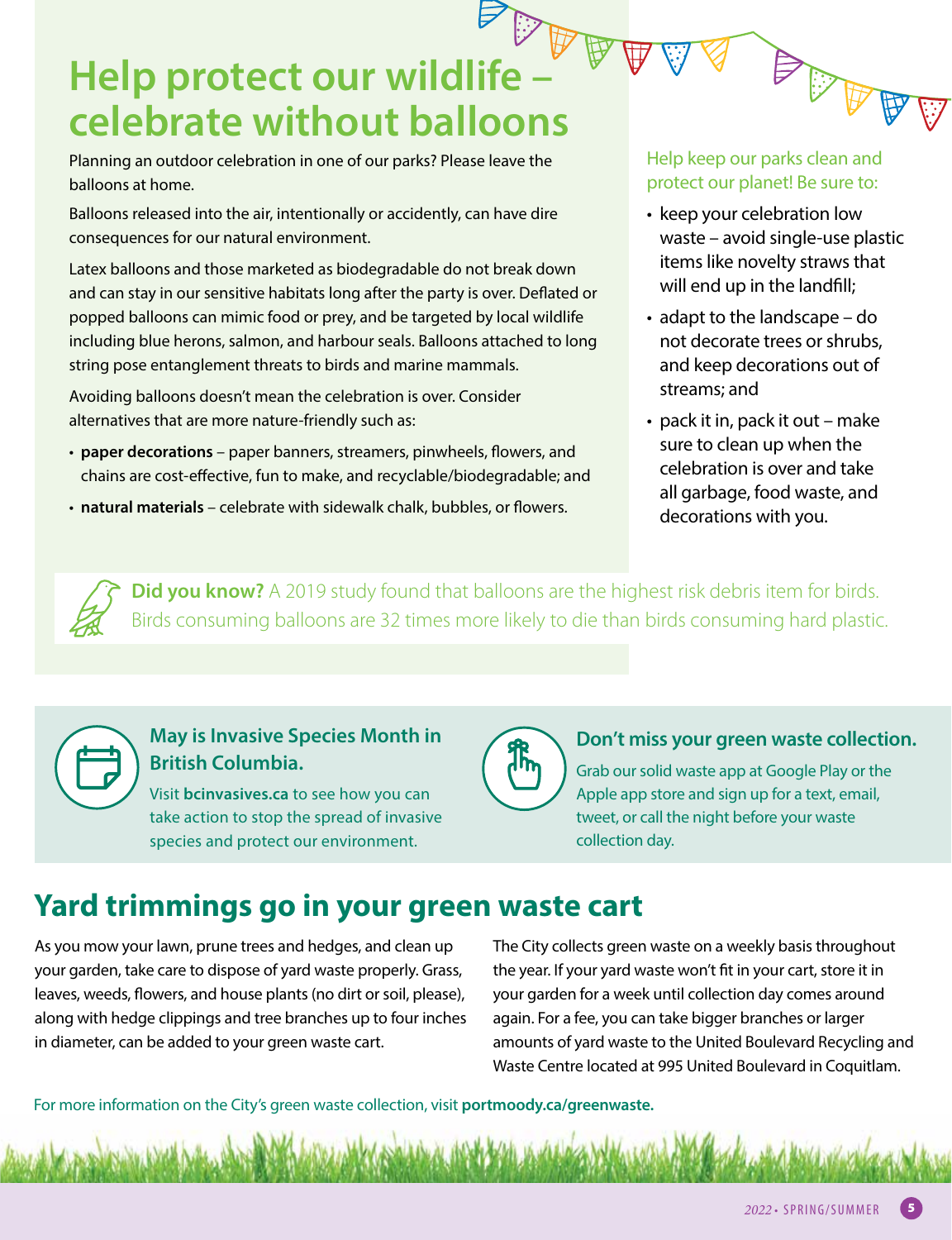# Help protect our wildlife – celebrate without balloons

Planning an outdoor celebration in one of our parks? Please leave the balloons at home.

Balloons released into the air, intentionally or accidently, can have dire consequences for our natural environment.

Latex balloons and those marketed as biodegradable do not break down and can stay in our sensitive habitats long after the party is over. Deflated or popped balloons can mimic food or prey, and be targeted by local wildlife including blue herons, salmon, and harbour seals. Balloons attached to long string pose entanglement threats to birds and marine mammals.

Avoiding balloons doesn't mean the celebration is over. Consider alternatives that are more nature-friendly such as:

- **paper decorations** – paper banners, streamers, pinwheels, flowers, and chains are cost-effective, fun to make, and recyclable/biodegradable; and
- **natural materials** – celebrate with sidewalk chalk, bubbles, or flowers.

Help keep our parks clean and protect our planet! Be sure to:

- keep your celebration low waste – avoid single-use plastic items like novelty straws that will end up in the landfill;
- adapt to the landscape – do not decorate trees or shrubs, and keep decorations out of streams; and
- pack it in, pack it out – make sure to clean up when the celebration is over and take all garbage, food waste, and decorations with you.

**Did you know?** A 2019 study found that balloons are the highest risk debris item for birds. Birds consuming balloons are 32 times more likely to die than birds consuming hard plastic.

### May is Invasive Species Month in British Columbia.

Visit **bcinvasives.ca** to see how you can take action to stop the spread of invasive species and protect our environment.

### Don't miss your green waste collection.

Grab our solid waste app at Google Play or the Apple app store and sign up for a text, email, tweet, or call the night before your waste collection day.

# Yard trimmings go in your green waste cart

As you mow your lawn, prune trees and hedges, and clean up your garden, take care to dispose of yard waste properly. Grass, leaves, weeds, flowers, and house plants (no dirt or soil, please), along with hedge clippings and tree branches up to four inches in diameter, can be added to your green waste cart.

The City collects green waste on a weekly basis throughout the year. If your yard waste won't fit in your cart, store it in your garden for a week until collection day comes around again. For a fee, you can take bigger branches or larger amounts of yard waste to the United Boulevard Recycling and Waste Centre located at 995 United Boulevard in Coquitlam.

For more information on the City's green waste collection, visit **portmoody.ca/greenwaste.**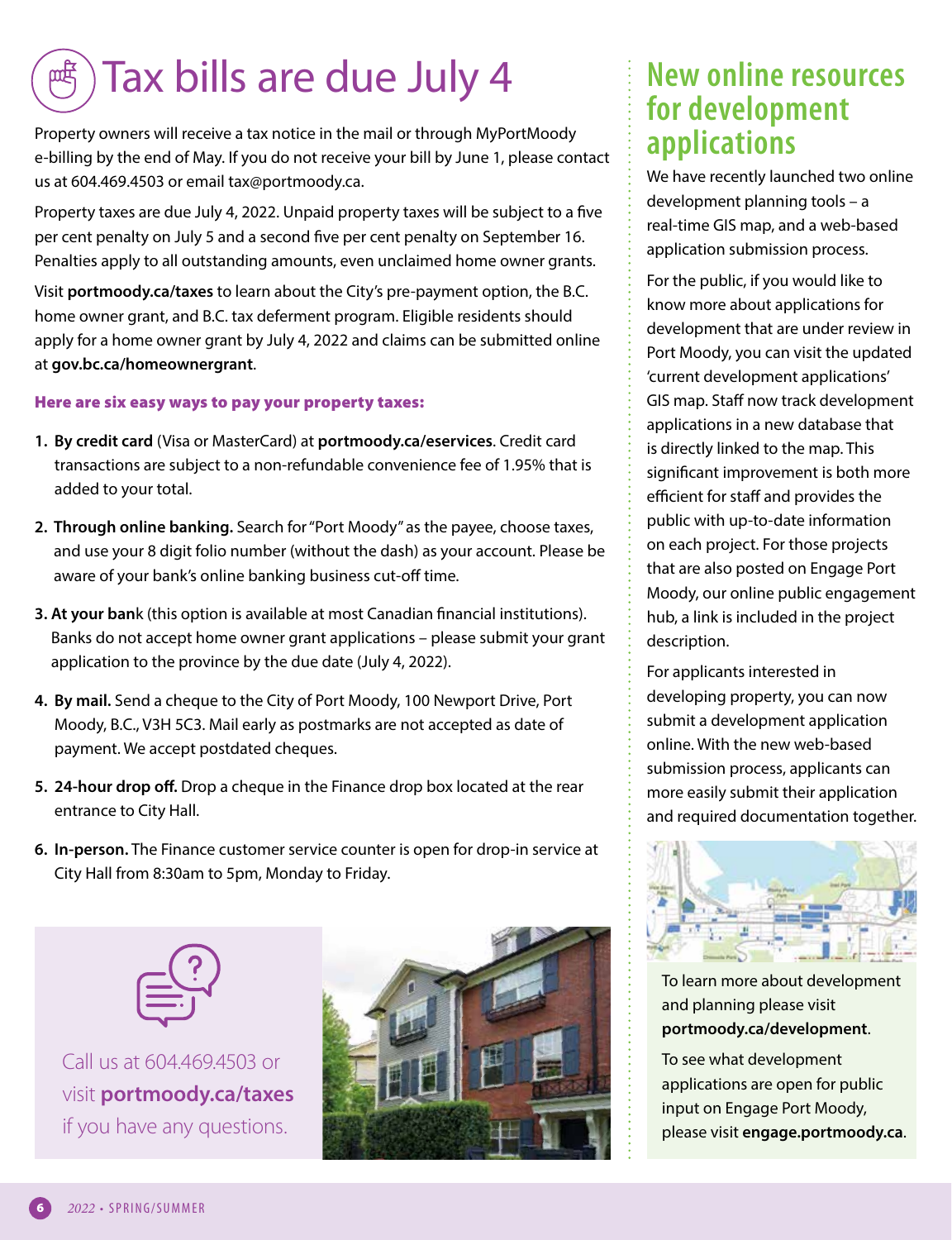# Tax bills are due July 4

Property owners will receive a tax notice in the mail or through MyPortMoody e-billing by the end of May. If you do not receive your bill by June 1, please contact us at 604.469.4503 or email tax@portmoody.ca.

Property taxes are due July 4, 2022. Unpaid property taxes will be subject to a five per cent penalty on July 5 and a second five per cent penalty on September 16. Penalties apply to all outstanding amounts, even unclaimed home owner grants.

Visit **portmoody.ca/taxes** to learn about the City's pre-payment option, the B.C. home owner grant, and B.C. tax deferment program. Eligible residents should apply for a home owner grant by July 4, 2022 and claims can be submitted online at **gov.bc.ca/homeownergrant**.

**Here are six easy ways to pay your property taxes:**

1. **By credit card** (Visa or MasterCard) at **portmoody.ca/eservices**. Credit card transactions are subject to a non-refundable convenience fee of 1.95% that is added to your total.
2. **Through online banking.** Search for "Port Moody" as the payee, choose taxes, and use your 8 digit folio number (without the dash) as your account. Please be aware of your bank's online banking business cut-off time.
3. **At your bank** (this option is available at most Canadian financial institutions). Banks do not accept home owner grant applications – please submit your grant application to the province by the due date (July 4, 2022).
4. **By mail.** Send a cheque to the City of Port Moody, 100 Newport Drive, Port Moody, B.C., V3H 5C3. Mail early as postmarks are not accepted as date of payment. We accept postdated cheques.
5. **24-hour drop off.** Drop a cheque in the Finance drop box located at the rear entrance to City Hall.
6. **In-person.** The Finance customer service counter is open for drop-in service at City Hall from 8:30am to 5pm, Monday to Friday.

Call us at 604.469.4503 or visit **portmoody.ca/taxes** if you have any questions.

## New online resources for development applications

We have recently launched two online development planning tools – a real-time GIS map, and a web-based application submission process.

For the public, if you would like to know more about applications for development that are under review in Port Moody, you can visit the updated 'current development applications' GIS map. Staff now track development applications in a new database that is directly linked to the map. This significant improvement is both more efficient for staff and provides the public with up-to-date information on each project. For those projects that are also posted on Engage Port Moody, our online public engagement hub, a link is included in the project description.

For applicants interested in developing property, you can now submit a development application online. With the new web-based submission process, applicants can more easily submit their application and required documentation together.

To learn more about development and planning please visit **portmoody.ca/development**.

To see what development applications are open for public input on Engage Port Moody, please visit **engage.portmoody.ca**.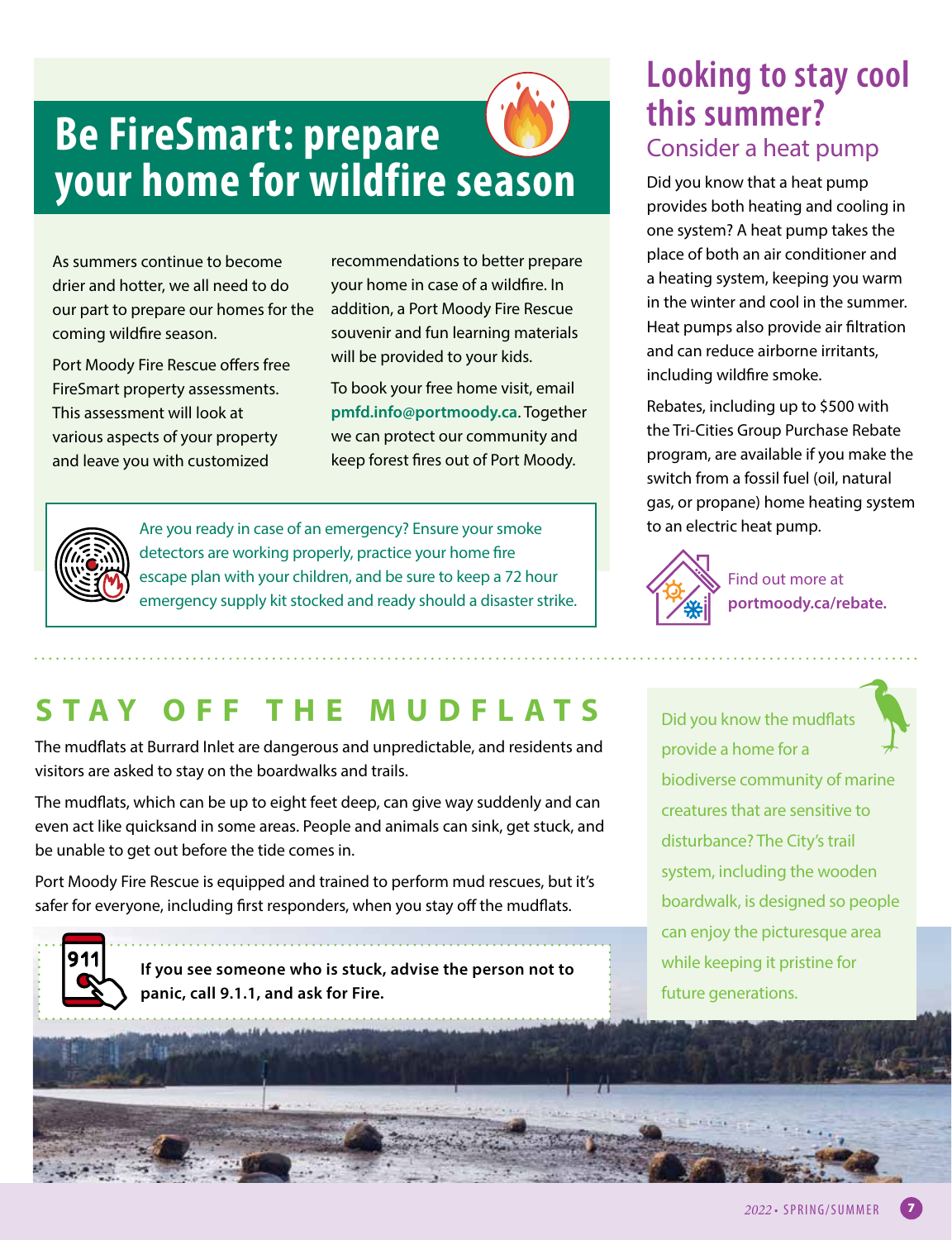# Be FireSmart: prepare your home for wildfire season

As summers continue to become drier and hotter, we all need to do our part to prepare our homes for the coming wildfire season.

Port Moody Fire Rescue offers free FireSmart property assessments. This assessment will look at various aspects of your property and leave you with customized recommendations to better prepare your home in case of a wildfire. In addition, a Port Moody Fire Rescue souvenir and fun learning materials will be provided to your kids.

To book your free home visit, email **pmfd.info@portmoody.ca**. Together we can protect our community and keep forest fires out of Port Moody.

Are you ready in case of an emergency? Ensure your smoke detectors are working properly, practice your home fire escape plan with your children, and be sure to keep a 72 hour emergency supply kit stocked and ready should a disaster strike.

# Looking to stay cool this summer?

## Consider a heat pump

Did you know that a heat pump provides both heating and cooling in one system? A heat pump takes the place of both an air conditioner and a heating system, keeping you warm in the winter and cool in the summer. Heat pumps also provide air filtration and can reduce airborne irritants, including wildfire smoke.

Rebates, including up to $500 with the Tri-Cities Group Purchase Rebate program, are available if you make the switch from a fossil fuel (oil, natural gas, or propane) home heating system to an electric heat pump.

Find out more at **portmoody.ca/rebate.**

# STAY OFF THE MUDFLATS

The mudflats at Burrard Inlet are dangerous and unpredictable, and residents and visitors are asked to stay on the boardwalks and trails.

The mudflats, which can be up to eight feet deep, can give way suddenly and can even act like quicksand in some areas. People and animals can sink, get stuck, and be unable to get out before the tide comes in.

Port Moody Fire Rescue is equipped and trained to perform mud rescues, but it's safer for everyone, including first responders, when you stay off the mudflats.

**If you see someone who is stuck, advise the person not to panic, call 9.1.1, and ask for Fire.**

Did you know the mudflats provide a home for a biodiverse community of marine creatures that are sensitive to disturbance? The City's trail system, including the wooden boardwalk, is designed so people can enjoy the picturesque area while keeping it pristine for future generations.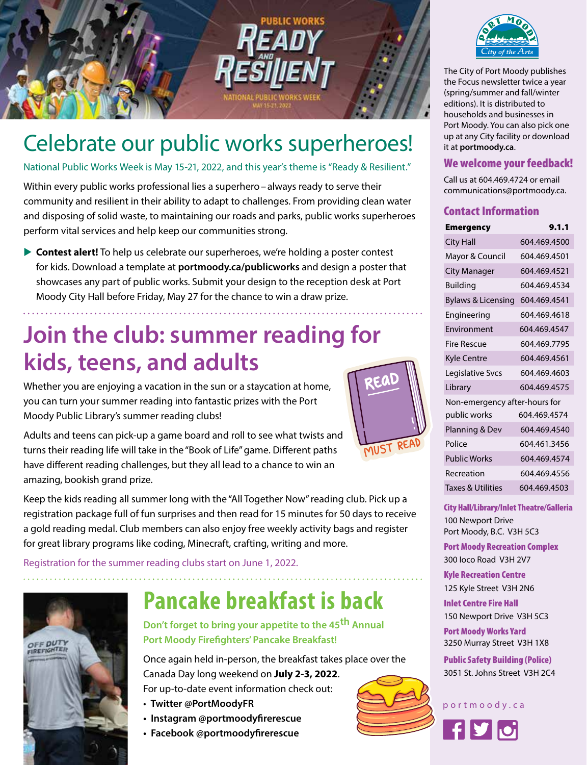# Celebrate our public works superheroes!

National Public Works Week is May 15-21, 2022, and this year's theme is "Ready & Resilient."

Within every public works professional lies a superhero – always ready to serve their community and resilient in their ability to adapt to challenges. From providing clean water and disposing of solid waste, to maintaining our roads and parks, public works superheroes perform vital services and help keep our communities strong.

- **Contest alert!** To help us celebrate our superheroes, we're holding a poster contest for kids. Download a template at **portmoody.ca/publicworks** and design a poster that showcases any part of public works. Submit your design to the reception desk at Port Moody City Hall before Friday, May 27 for the chance to win a draw prize.

# Join the club: summer reading for kids, teens, and adults

Whether you are enjoying a vacation in the sun or a staycation at home, you can turn your summer reading into fantastic prizes with the Port Moody Public Library's summer reading clubs!

Adults and teens can pick-up a game board and roll to see what twists and turns their reading life will take in the "Book of Life" game. Different paths have different reading challenges, but they all lead to a chance to win an amazing, bookish grand prize.

Keep the kids reading all summer long with the "All Together Now" reading club. Pick up a registration package full of fun surprises and then read for 15 minutes for 50 days to receive a gold reading medal. Club members can also enjoy free weekly activity bags and register for great library programs like coding, Minecraft, crafting, writing and more.

Registration for the summer reading clubs start on June 1, 2022.

# Pancake breakfast is back

**Don't forget to bring your appetite to the 45th Annual Port Moody Firefighters' Pancake Breakfast!**

Once again held in-person, the breakfast takes place over the Canada Day long weekend on **July 2-3, 2022**. For up-to-date event information check out:

- **Twitter @PortMoodyFR**
- **Instagram @portmoodyfirerescue**
- **Facebook @portmoodyfirerescue**

The City of Port Moody publishes the Focus newsletter twice a year (spring/summer and fall/winter editions). It is distributed to households and businesses in Port Moody. You can also pick one up at any City facility or download it at **portmoody.ca**.

## We welcome your feedback!

Call us at 604.469.4724 or email communications@portmoody.ca.

## Contact Information

| | |
|---|---|
| **Emergency** | **9.1.1** |
| City Hall | 604.469.4500 |
| Mayor & Council | 604.469.4501 |
| City Manager | 604.469.4521 |
| Building | 604.469.4534 |
| Bylaws & Licensing | 604.469.4541 |
| Engineering | 604.469.4618 |
| Environment | 604.469.4547 |
| Fire Rescue | 604.469.7795 |
| Kyle Centre | 604.469.4561 |
| Legislative Svcs | 604.469.4603 |
| Library | 604.469.4575 |
| Non-emergency after-hours for public works | 604.469.4574 |
| Planning & Dev | 604.469.4540 |
| Police | 604.461.3456 |
| Public Works | 604.469.4574 |
| Recreation | 604.469.4556 |
| Taxes & Utilities | 604.469.4503 |

**City Hall/Library/Inlet Theatre/Galleria**
100 Newport Drive
Port Moody, B.C. V3H 5C3

**Port Moody Recreation Complex**
300 Ioco Road V3H 2V7

**Kyle Recreation Centre**
125 Kyle Street V3H 2N6

**Inlet Centre Fire Hall**
150 Newport Drive V3H 5C3

**Port Moody Works Yard**
3250 Murray Street V3H 1X8

**Public Safety Building (Police)**
3051 St. Johns Street V3H 2C4

portmoody.ca